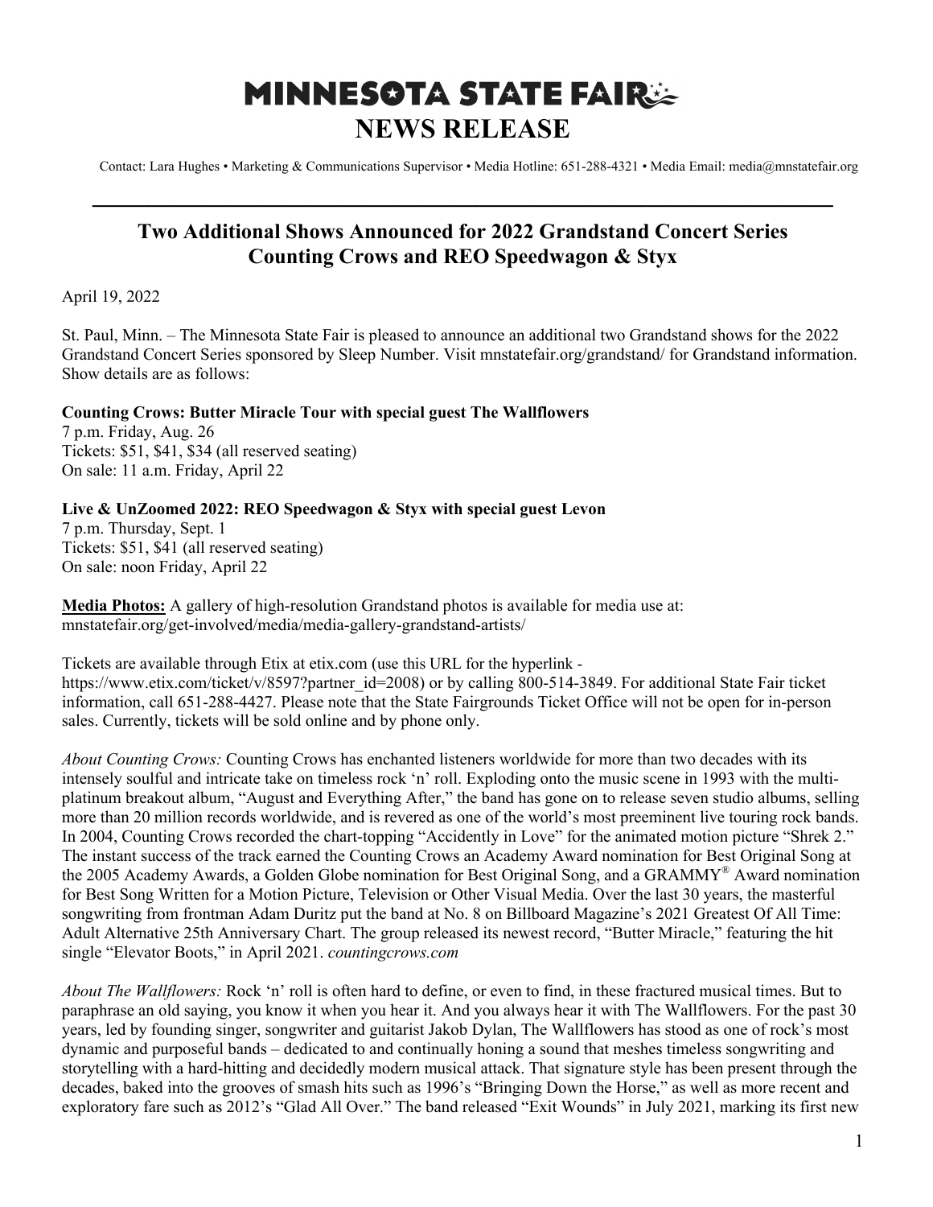# MINNESOTA STATE FAIR

# NEWS RELEASE

Contact: Lara Hughes • Marketing & Communications Supervisor • Media Hotline: 651-288-4321 • Media Email: media@mnstatefair.org

---

## Two Additional Shows Announced for 2022 Grandstand Concert Series
## Counting Crows and REO Speedwagon & Styx

April 19, 2022

St. Paul, Minn. – The Minnesota State Fair is pleased to announce an additional two Grandstand shows for the 2022 Grandstand Concert Series sponsored by Sleep Number. Visit mnstatefair.org/grandstand/ for Grandstand information. Show details are as follows:

**Counting Crows: Butter Miracle Tour with special guest The Wallflowers**
7 p.m. Friday, Aug. 26
Tickets: $51, $41, $34 (all reserved seating)
On sale: 11 a.m. Friday, April 22

**Live & UnZoomed 2022: REO Speedwagon & Styx with special guest Levon**
7 p.m. Thursday, Sept. 1
Tickets: $51, $41 (all reserved seating)
On sale: noon Friday, April 22

**Media Photos:** A gallery of high-resolution Grandstand photos is available for media use at: mnstatefair.org/get-involved/media/media-gallery-grandstand-artists/

Tickets are available through Etix at etix.com (use this URL for the hyperlink - https://www.etix.com/ticket/v/8597?partner_id=2008) or by calling 800-514-3849. For additional State Fair ticket information, call 651-288-4427. Please note that the State Fairgrounds Ticket Office will not be open for in-person sales. Currently, tickets will be sold online and by phone only.

*About Counting Crows:* Counting Crows has enchanted listeners worldwide for more than two decades with its intensely soulful and intricate take on timeless rock 'n' roll. Exploding onto the music scene in 1993 with the multi-platinum breakout album, "August and Everything After," the band has gone on to release seven studio albums, selling more than 20 million records worldwide, and is revered as one of the world's most preeminent live touring rock bands. In 2004, Counting Crows recorded the chart-topping "Accidently in Love" for the animated motion picture "Shrek 2." The instant success of the track earned the Counting Crows an Academy Award nomination for Best Original Song at the 2005 Academy Awards, a Golden Globe nomination for Best Original Song, and a GRAMMY® Award nomination for Best Song Written for a Motion Picture, Television or Other Visual Media. Over the last 30 years, the masterful songwriting from frontman Adam Duritz put the band at No. 8 on Billboard Magazine's 2021 Greatest Of All Time: Adult Alternative 25th Anniversary Chart. The group released its newest record, "Butter Miracle," featuring the hit single "Elevator Boots," in April 2021. *countingcrows.com*

*About The Wallflowers:* Rock 'n' roll is often hard to define, or even to find, in these fractured musical times. But to paraphrase an old saying, you know it when you hear it. And you always hear it with The Wallflowers. For the past 30 years, led by founding singer, songwriter and guitarist Jakob Dylan, The Wallflowers has stood as one of rock's most dynamic and purposeful bands – dedicated to and continually honing a sound that meshes timeless songwriting and storytelling with a hard-hitting and decidedly modern musical attack. That signature style has been present through the decades, baked into the grooves of smash hits such as 1996's "Bringing Down the Horse," as well as more recent and exploratory fare such as 2012's "Glad All Over." The band released "Exit Wounds" in July 2021, marking its first new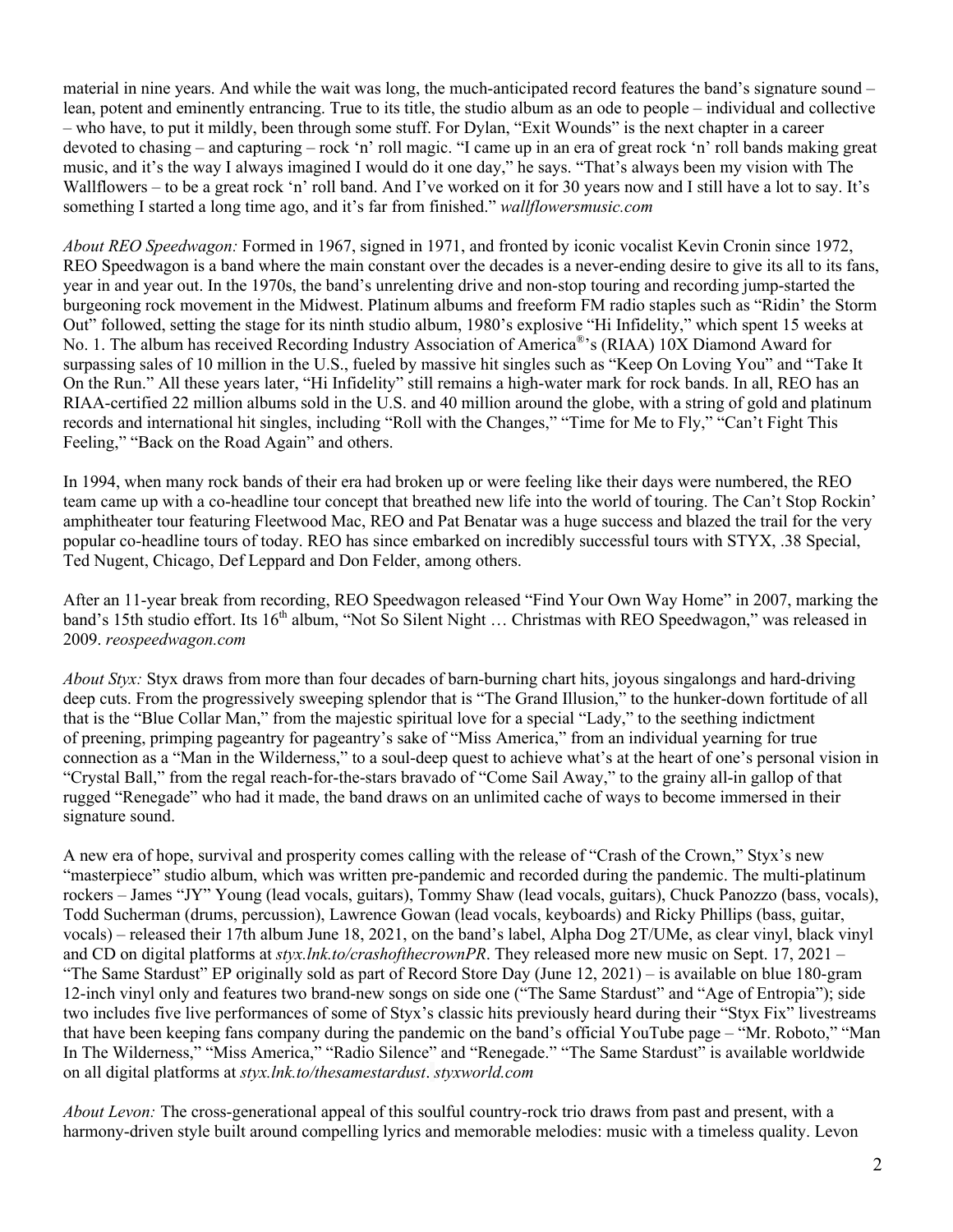material in nine years. And while the wait was long, the much-anticipated record features the band's signature sound – lean, potent and eminently entrancing. True to its title, the studio album as an ode to people – individual and collective – who have, to put it mildly, been through some stuff. For Dylan, "Exit Wounds" is the next chapter in a career devoted to chasing – and capturing – rock 'n' roll magic. "I came up in an era of great rock 'n' roll bands making great music, and it's the way I always imagined I would do it one day," he says. "That's always been my vision with The Wallflowers – to be a great rock 'n' roll band. And I've worked on it for 30 years now and I still have a lot to say. It's something I started a long time ago, and it's far from finished." *wallflowersmusic.com*

*About REO Speedwagon:* Formed in 1967, signed in 1971, and fronted by iconic vocalist Kevin Cronin since 1972, REO Speedwagon is a band where the main constant over the decades is a never-ending desire to give its all to its fans, year in and year out. In the 1970s, the band's unrelenting drive and non-stop touring and recording jump-started the burgeoning rock movement in the Midwest. Platinum albums and freeform FM radio staples such as "Ridin' the Storm Out" followed, setting the stage for its ninth studio album, 1980's explosive "Hi Infidelity," which spent 15 weeks at No. 1. The album has received Recording Industry Association of America®'s (RIAA) 10X Diamond Award for surpassing sales of 10 million in the U.S., fueled by massive hit singles such as "Keep On Loving You" and "Take It On the Run." All these years later, "Hi Infidelity" still remains a high-water mark for rock bands. In all, REO has an RIAA-certified 22 million albums sold in the U.S. and 40 million around the globe, with a string of gold and platinum records and international hit singles, including "Roll with the Changes," "Time for Me to Fly," "Can't Fight This Feeling," "Back on the Road Again" and others.

In 1994, when many rock bands of their era had broken up or were feeling like their days were numbered, the REO team came up with a co-headline tour concept that breathed new life into the world of touring. The Can't Stop Rockin' amphitheater tour featuring Fleetwood Mac, REO and Pat Benatar was a huge success and blazed the trail for the very popular co-headline tours of today. REO has since embarked on incredibly successful tours with STYX, .38 Special, Ted Nugent, Chicago, Def Leppard and Don Felder, among others.

After an 11-year break from recording, REO Speedwagon released "Find Your Own Way Home" in 2007, marking the band's 15th studio effort. Its 16th album, "Not So Silent Night … Christmas with REO Speedwagon," was released in 2009. *reospeedwagon.com*

*About Styx:* Styx draws from more than four decades of barn-burning chart hits, joyous singalongs and hard-driving deep cuts. From the progressively sweeping splendor that is "The Grand Illusion," to the hunker-down fortitude of all that is the "Blue Collar Man," from the majestic spiritual love for a special "Lady," to the seething indictment of preening, primping pageantry for pageantry's sake of "Miss America," from an individual yearning for true connection as a "Man in the Wilderness," to a soul-deep quest to achieve what's at the heart of one's personal vision in "Crystal Ball," from the regal reach-for-the-stars bravado of "Come Sail Away," to the grainy all-in gallop of that rugged "Renegade" who had it made, the band draws on an unlimited cache of ways to become immersed in their signature sound.

A new era of hope, survival and prosperity comes calling with the release of "Crash of the Crown," Styx's new "masterpiece" studio album, which was written pre-pandemic and recorded during the pandemic. The multi-platinum rockers – James "JY" Young (lead vocals, guitars), Tommy Shaw (lead vocals, guitars), Chuck Panozzo (bass, vocals), Todd Sucherman (drums, percussion), Lawrence Gowan (lead vocals, keyboards) and Ricky Phillips (bass, guitar, vocals) – released their 17th album June 18, 2021, on the band's label, Alpha Dog 2T/UMe, as clear vinyl, black vinyl and CD on digital platforms at *styx.lnk.to/crashofthecrownPR*. They released more new music on Sept. 17, 2021 – "The Same Stardust" EP originally sold as part of Record Store Day (June 12, 2021) – is available on blue 180-gram 12-inch vinyl only and features two brand-new songs on side one ("The Same Stardust" and "Age of Entropia"); side two includes five live performances of some of Styx's classic hits previously heard during their "Styx Fix" livestreams that have been keeping fans company during the pandemic on the band's official YouTube page – "Mr. Roboto," "Man In The Wilderness," "Miss America," "Radio Silence" and "Renegade." "The Same Stardust" is available worldwide on all digital platforms at *styx.lnk.to/thesamestardust*. *styxworld.com*

*About Levon:* The cross-generational appeal of this soulful country-rock trio draws from past and present, with a harmony-driven style built around compelling lyrics and memorable melodies: music with a timeless quality. Levon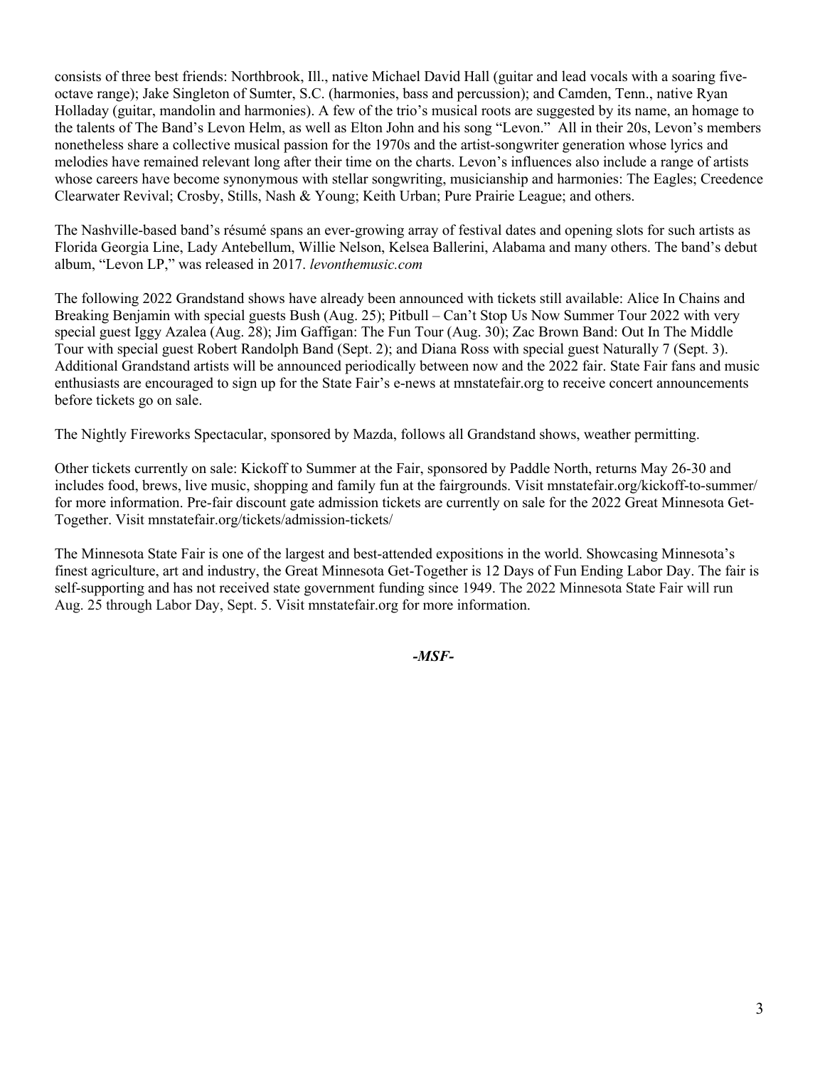consists of three best friends: Northbrook, Ill., native Michael David Hall (guitar and lead vocals with a soaring five-octave range); Jake Singleton of Sumter, S.C. (harmonies, bass and percussion); and Camden, Tenn., native Ryan Holladay (guitar, mandolin and harmonies). A few of the trio's musical roots are suggested by its name, an homage to the talents of The Band's Levon Helm, as well as Elton John and his song "Levon." All in their 20s, Levon's members nonetheless share a collective musical passion for the 1970s and the artist-songwriter generation whose lyrics and melodies have remained relevant long after their time on the charts. Levon's influences also include a range of artists whose careers have become synonymous with stellar songwriting, musicianship and harmonies: The Eagles; Creedence Clearwater Revival; Crosby, Stills, Nash & Young; Keith Urban; Pure Prairie League; and others.

The Nashville-based band's résumé spans an ever-growing array of festival dates and opening slots for such artists as Florida Georgia Line, Lady Antebellum, Willie Nelson, Kelsea Ballerini, Alabama and many others. The band's debut album, "Levon LP," was released in 2017. *levonthemusic.com*

The following 2022 Grandstand shows have already been announced with tickets still available: Alice In Chains and Breaking Benjamin with special guests Bush (Aug. 25); Pitbull – Can't Stop Us Now Summer Tour 2022 with very special guest Iggy Azalea (Aug. 28); Jim Gaffigan: The Fun Tour (Aug. 30); Zac Brown Band: Out In The Middle Tour with special guest Robert Randolph Band (Sept. 2); and Diana Ross with special guest Naturally 7 (Sept. 3). Additional Grandstand artists will be announced periodically between now and the 2022 fair. State Fair fans and music enthusiasts are encouraged to sign up for the State Fair's e-news at mnstatefair.org to receive concert announcements before tickets go on sale.

The Nightly Fireworks Spectacular, sponsored by Mazda, follows all Grandstand shows, weather permitting.

Other tickets currently on sale: Kickoff to Summer at the Fair, sponsored by Paddle North, returns May 26-30 and includes food, brews, live music, shopping and family fun at the fairgrounds. Visit mnstatefair.org/kickoff-to-summer/ for more information. Pre-fair discount gate admission tickets are currently on sale for the 2022 Great Minnesota Get-Together. Visit mnstatefair.org/tickets/admission-tickets/

The Minnesota State Fair is one of the largest and best-attended expositions in the world. Showcasing Minnesota's finest agriculture, art and industry, the Great Minnesota Get-Together is 12 Days of Fun Ending Labor Day. The fair is self-supporting and has not received state government funding since 1949. The 2022 Minnesota State Fair will run Aug. 25 through Labor Day, Sept. 5. Visit mnstatefair.org for more information.

***-MSF-***